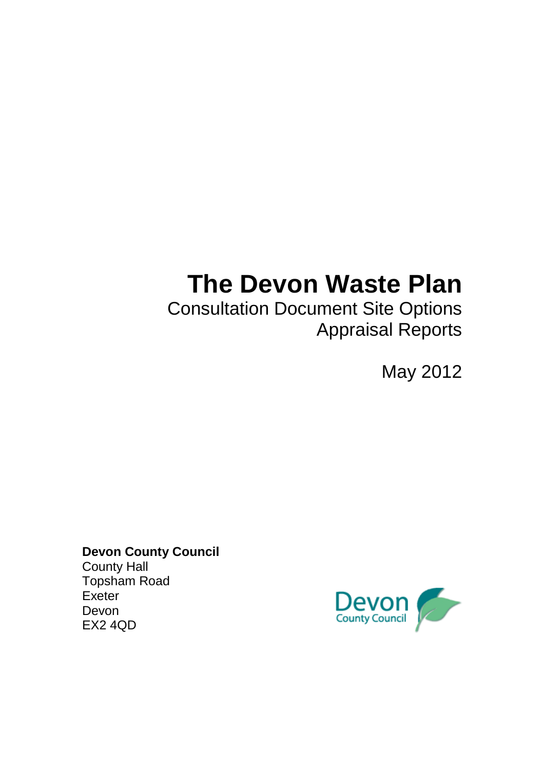# The Devon Waste Plan

Consultation Document Site Options Appraisal Reports

May 2012

**Devon County Council**
County Hall
Topsham Road
Exeter
Devon
EX2 4QD

Devon County Council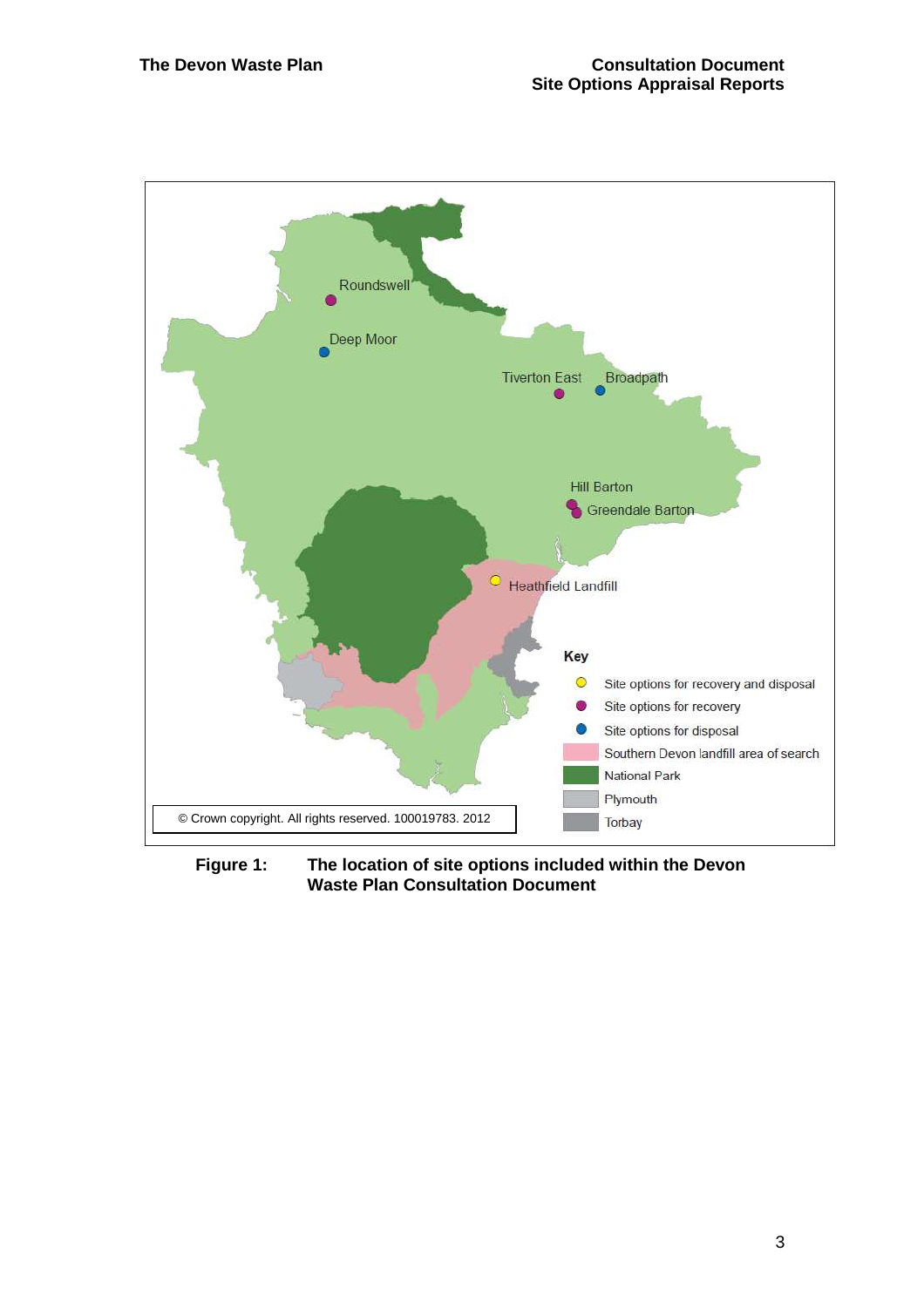Roundswell

Deep Moor

Tiverton East

Broadpath

Hill Barton

Greendale Barton

Heathfield Landfill

**Key**

- Site options for recovery and disposal
- Site options for recovery
- Site options for disposal
- Southern Devon landfill area of search
- National Park
- Plymouth
- Torbay

© Crown copyright. All rights reserved. 100019783. 2012

**Figure 1: The location of site options included within the Devon Waste Plan Consultation Document**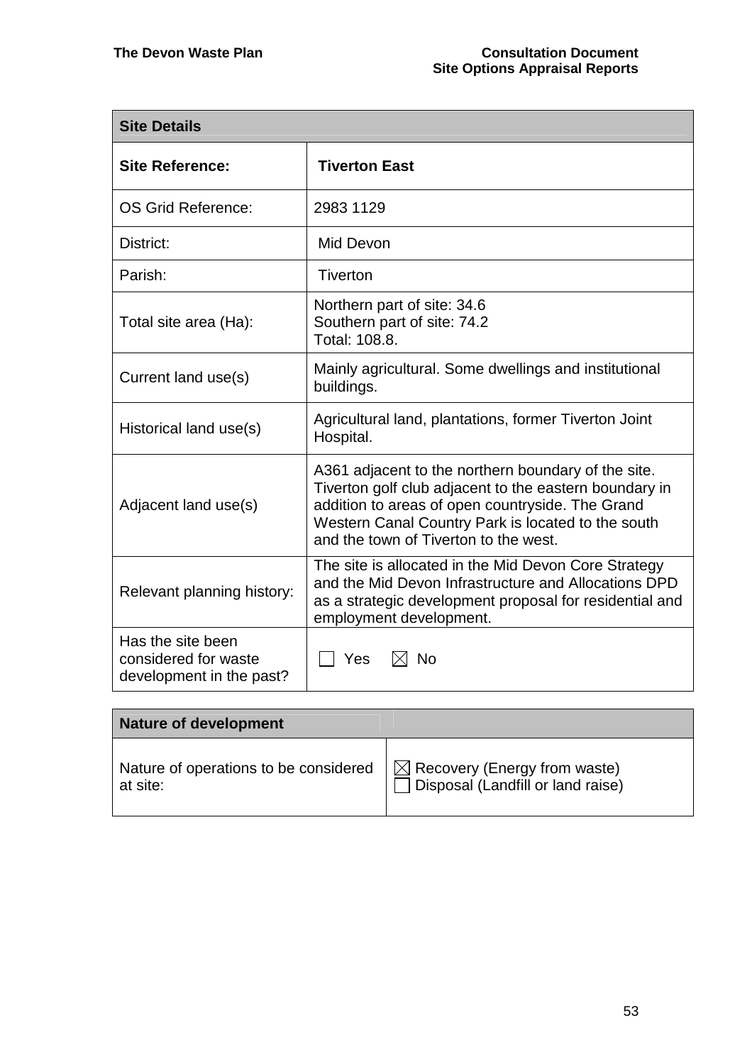| Site Details | |
|---|---|
| **Site Reference:** | **Tiverton East** |
| OS Grid Reference: | 2983 1129 |
| District: | Mid Devon |
| Parish: | Tiverton |
| Total site area (Ha): | Northern part of site: 34.6<br>Southern part of site: 74.2<br>Total: 108.8. |
| Current land use(s) | Mainly agricultural. Some dwellings and institutional buildings. |
| Historical land use(s) | Agricultural land, plantations, former Tiverton Joint Hospital. |
| Adjacent land use(s) | A361 adjacent to the northern boundary of the site. Tiverton golf club adjacent to the eastern boundary in addition to areas of open countryside. The Grand Western Canal Country Park is located to the south and the town of Tiverton to the west. |
| Relevant planning history: | The site is allocated in the Mid Devon Core Strategy and the Mid Devon Infrastructure and Allocations DPD as a strategic development proposal for residential and employment development. |
| Has the site been considered for waste development in the past? | ☐ Yes ☒ No |

| Nature of development | |
|---|---|
| Nature of operations to be considered at site: | ☒ Recovery (Energy from waste)<br>☐ Disposal (Landfill or land raise) |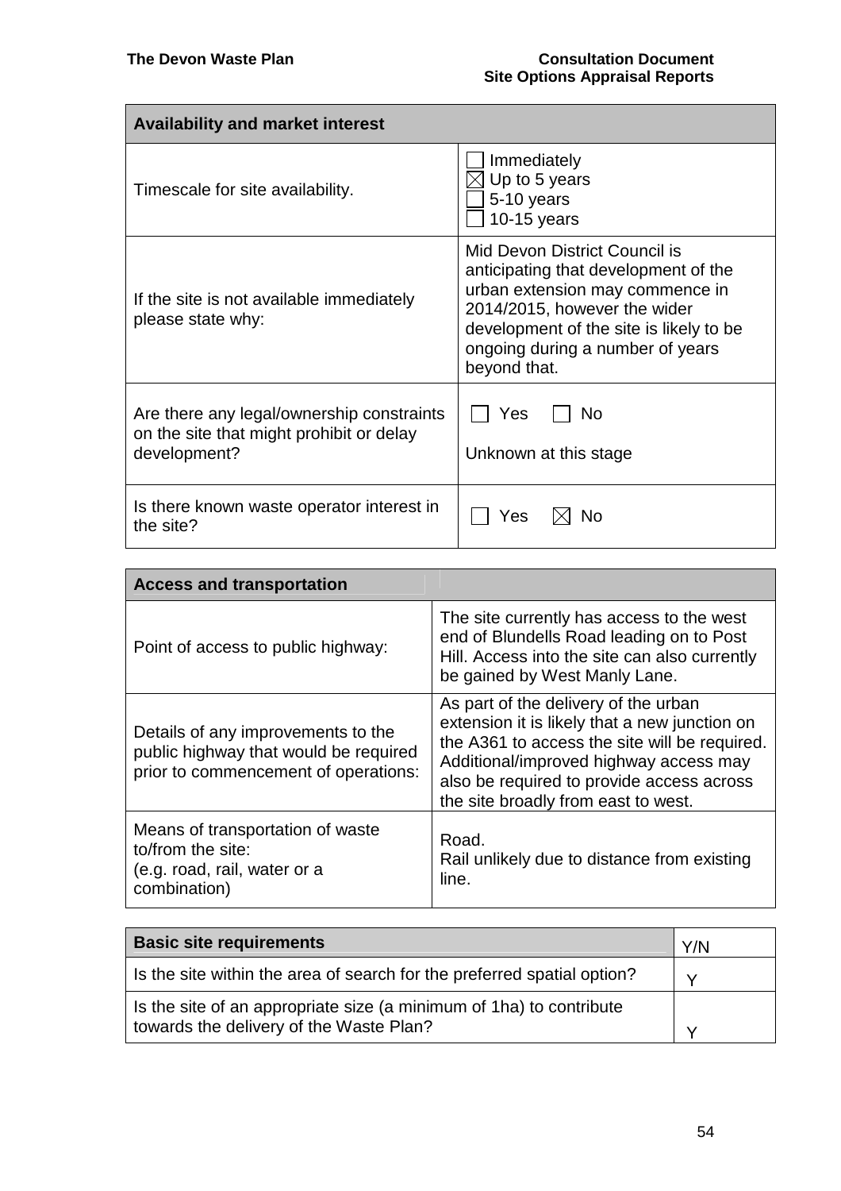| Availability and market interest | |
|---|---|
| Timescale for site availability. | ☐ Immediately<br>☒ Up to 5 years<br>☐ 5-10 years<br>☐ 10-15 years |
| If the site is not available immediately please state why: | Mid Devon District Council is anticipating that development of the urban extension may commence in 2014/2015, however the wider development of the site is likely to be ongoing during a number of years beyond that. |
| Are there any legal/ownership constraints on the site that might prohibit or delay development? | ☐ Yes ☐ No<br><br>Unknown at this stage |
| Is there known waste operator interest in the site? | ☐ Yes ☒ No |

| Access and transportation | |
|---|---|
| Point of access to public highway: | The site currently has access to the west end of Blundells Road leading on to Post Hill. Access into the site can also currently be gained by West Manly Lane. |
| Details of any improvements to the public highway that would be required prior to commencement of operations: | As part of the delivery of the urban extension it is likely that a new junction on the A361 to access the site will be required. Additional/improved highway access may also be required to provide access across the site broadly from east to west. |
| Means of transportation of waste to/from the site:<br>(e.g. road, rail, water or a combination) | Road.<br>Rail unlikely due to distance from existing line. |

| Basic site requirements | Y/N |
|---|---|
| Is the site within the area of search for the preferred spatial option? | Y |
| Is the site of an appropriate size (a minimum of 1ha) to contribute towards the delivery of the Waste Plan? | Y |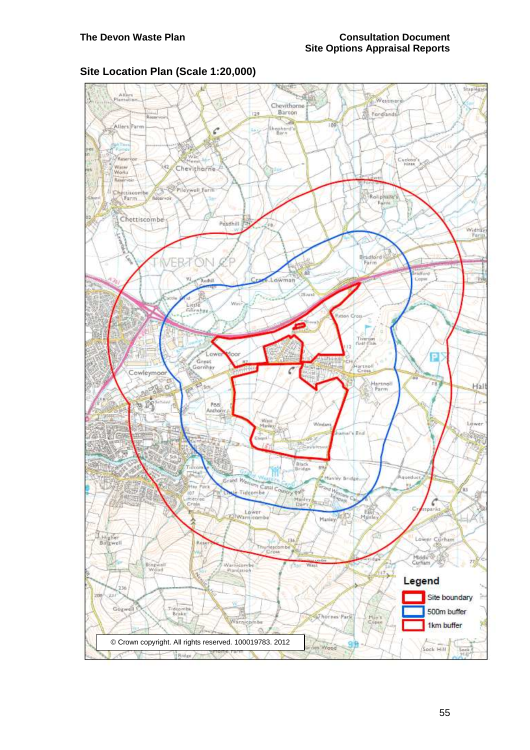## Site Location Plan (Scale 1:20,000)

Legend

- Site boundary
- 500m buffer
- 1km buffer

© Crown copyright. All rights reserved. 100019783. 2012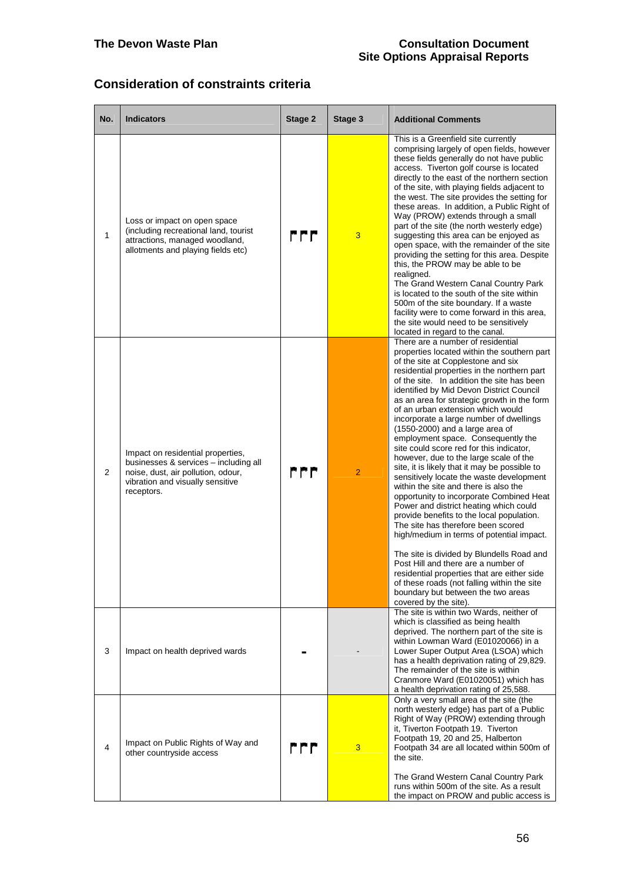## Consideration of constraints criteria

| No. | Indicators | Stage 2 | Stage 3 | Additional Comments |
|---|---|---|---|---|
| 1 | Loss or impact on open space (including recreational land, tourist attractions, managed woodland, allotments and playing fields etc) | ▪▪▪ | 3 | This is a Greenfield site currently comprising largely of open fields, however these fields generally do not have public access. Tiverton golf course is located directly to the east of the northern section of the site, with playing fields adjacent to the west. The site provides the setting for these areas. In addition, a Public Right of Way (PROW) extends through a small part of the site (the north westerly edge) suggesting this area can be enjoyed as open space, with the remainder of the site providing the setting for this area. Despite this, the PROW may be able to be realigned. The Grand Western Canal Country Park is located to the south of the site within 500m of the site boundary. If a waste facility were to come forward in this area, the site would need to be sensitively located in regard to the canal. |
| 2 | Impact on residential properties, businesses & services – including all noise, dust, air pollution, odour, vibration and visually sensitive receptors. | ▪▪▪ | 2 | There are a number of residential properties located within the southern part of the site at Copplestone and six residential properties in the northern part of the site. In addition the site has been identified by Mid Devon District Council as an area for strategic growth in the form of an urban extension which would incorporate a large number of dwellings (1550-2000) and a large area of employment space. Consequently the site could score red for this indicator, however, due to the large scale of the site, it is likely that it may be possible to sensitively locate the waste development within the site and there is also the opportunity to incorporate Combined Heat Power and district heating which could provide benefits to the local population. The site has therefore been scored high/medium in terms of potential impact.<br><br>The site is divided by Blundells Road and Post Hill and there are a number of residential properties that are either side of these roads (not falling within the site boundary but between the two areas covered by the site). |
| 3 | Impact on health deprived wards | - | - | The site is within two Wards, neither of which is classified as being health deprived. The northern part of the site is within Lowman Ward (E01020066) in a Lower Super Output Area (LSOA) which has a health deprivation rating of 29,829. The remainder of the site is within Cranmore Ward (E01020051) which has a health deprivation rating of 25,588. |
| 4 | Impact on Public Rights of Way and other countryside access | ▪▪▪ | 3 | Only a very small area of the site (the north westerly edge) has part of a Public Right of Way (PROW) extending through it, Tiverton Footpath 19. Tiverton Footpath 19, 20 and 25, Halberton Footpath 34 are all located within 500m of the site.<br><br>The Grand Western Canal Country Park runs within 500m of the site. As a result the impact on PROW and public access is |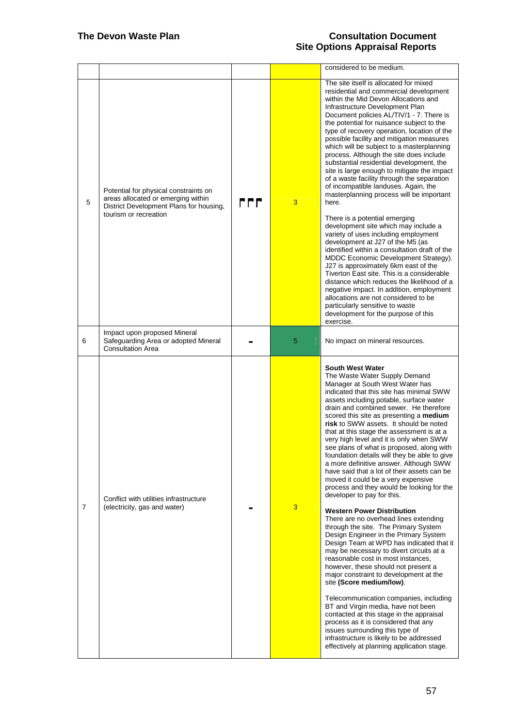| | | | | |
|---|---|---|---|---|
| | | | | considered to be medium. |
| 5 | Potential for physical constraints on areas allocated or emerging within District Development Plans for housing, tourism or recreation | ΓΓΓ | 3 | The site itself is allocated for mixed residential and commercial development within the Mid Devon Allocations and Infrastructure Development Plan Document policies AL/TIV/1 - 7. There is the potential for nuisance subject to the type of recovery operation, location of the possible facility and mitigation measures which will be subject to a masterplanning process. Although the site does include substantial residential development, the site is large enough to mitigate the impact of a waste facility through the separation of incompatible landuses. Again, the masterplanning process will be important here.<br><br>There is a potential emerging development site which may include a variety of uses including employment development at J27 of the M5 (as identified within a consultation draft of the MDDC Economic Development Strategy). J27 is approximately 6km east of the Tiverton East site. This is a considerable distance which reduces the likelihood of a negative impact. In addition, employment allocations are not considered to be particularly sensitive to waste development for the purpose of this exercise. |
| 6 | Impact upon proposed Mineral Safeguarding Area or adopted Mineral Consultation Area | - | 5 | No impact on mineral resources. |
| 7 | Conflict with utilities infrastructure (electricity, gas and water) | - | 3 | **South West Water**<br>The Waste Water Supply Demand Manager at South West Water has indicated that this site has minimal SWW assets including potable, surface water drain and combined sewer. He therefore scored this site as presenting a **medium risk** to SWW assets. It should be noted that at this stage the assessment is at a very high level and it is only when SWW see plans of what is proposed, along with foundation details will they be able to give a more definitive answer. Although SWW have said that a lot of their assets can be moved it could be a very expensive process and they would be looking for the developer to pay for this.<br><br>**Western Power Distribution**<br>There are no overhead lines extending through the site. The Primary System Design Engineer in the Primary System Design Team at WPD has indicated that it may be necessary to divert circuits at a reasonable cost in most instances, however, these should not present a major constraint to development at the site **(Score medium/low)**.<br><br>Telecommunication companies, including BT and Virgin media, have not been contacted at this stage in the appraisal process as it is considered that any issues surrounding this type of infrastructure is likely to be addressed effectively at planning application stage. |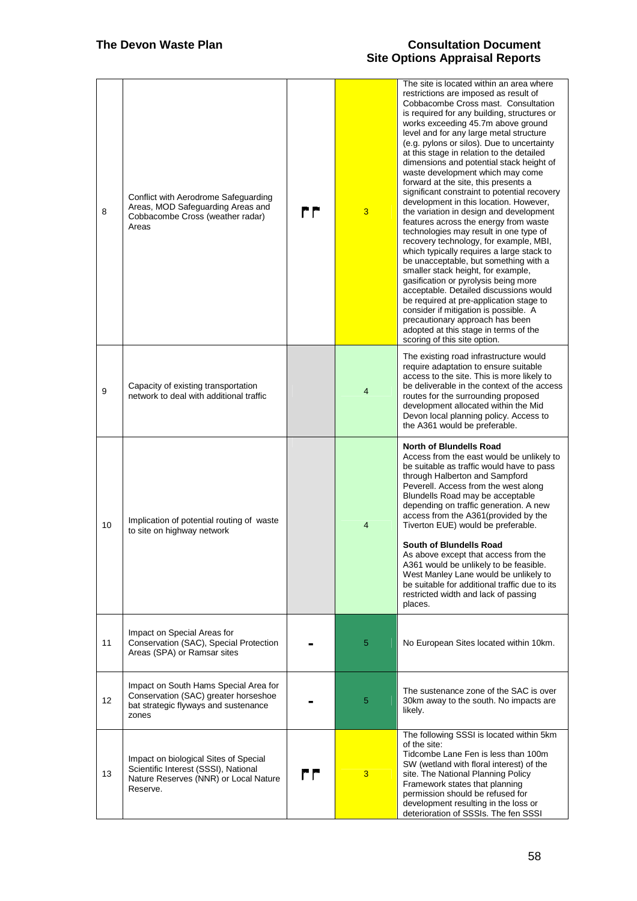| | | | | |
|---|---|---|---|---|
| 8 | Conflict with Aerodrome Safeguarding Areas, MOD Safeguarding Areas and Cobbacombe Cross (weather radar) Areas | ▛▛ | 3 | The site is located within an area where restrictions are imposed as result of Cobbacombe Cross mast. Consultation is required for any building, structures or works exceeding 45.7m above ground level and for any large metal structure (e.g. pylons or silos). Due to uncertainty at this stage in relation to the detailed dimensions and potential stack height of waste development which may come forward at the site, this presents a significant constraint to potential recovery development in this location. However, the variation in design and development features across the energy from waste technologies may result in one type of recovery technology, for example, MBI, which typically requires a large stack to be unacceptable, but something with a smaller stack height, for example, gasification or pyrolysis being more acceptable. Detailed discussions would be required at pre-application stage to consider if mitigation is possible. A precautionary approach has been adopted at this stage in terms of the scoring of this site option. |
| 9 | Capacity of existing transportation network to deal with additional traffic | | 4 | The existing road infrastructure would require adaptation to ensure suitable access to the site. This is more likely to be deliverable in the context of the access routes for the surrounding proposed development allocated within the Mid Devon local planning policy. Access to the A361 would be preferable. |
| 10 | Implication of potential routing of waste to site on highway network | | 4 | **North of Blundells Road**<br>Access from the east would be unlikely to be suitable as traffic would have to pass through Halberton and Sampford Peverell. Access from the west along Blundells Road may be acceptable depending on traffic generation. A new access from the A361(provided by the Tiverton EUE) would be preferable.<br><br>**South of Blundells Road**<br>As above except that access from the A361 would be unlikely to be feasible. West Manley Lane would be unlikely to be suitable for additional traffic due to its restricted width and lack of passing places. |
| 11 | Impact on Special Areas for Conservation (SAC), Special Protection Areas (SPA) or Ramsar sites | ▬ | 5 | No European Sites located within 10km. |
| 12 | Impact on South Hams Special Area for Conservation (SAC) greater horseshoe bat strategic flyways and sustenance zones | ▬ | 5 | The sustenance zone of the SAC is over 30km away to the south. No impacts are likely. |
| 13 | Impact on biological Sites of Special Scientific Interest (SSSI), National Nature Reserves (NNR) or Local Nature Reserve. | ▛▛ | 3 | The following SSSI is located within 5km of the site:<br>Tidcombe Lane Fen is less than 100m SW (wetland with floral interest) of the site. The National Planning Policy Framework states that planning permission should be refused for development resulting in the loss or deterioration of SSSIs. The fen SSSI |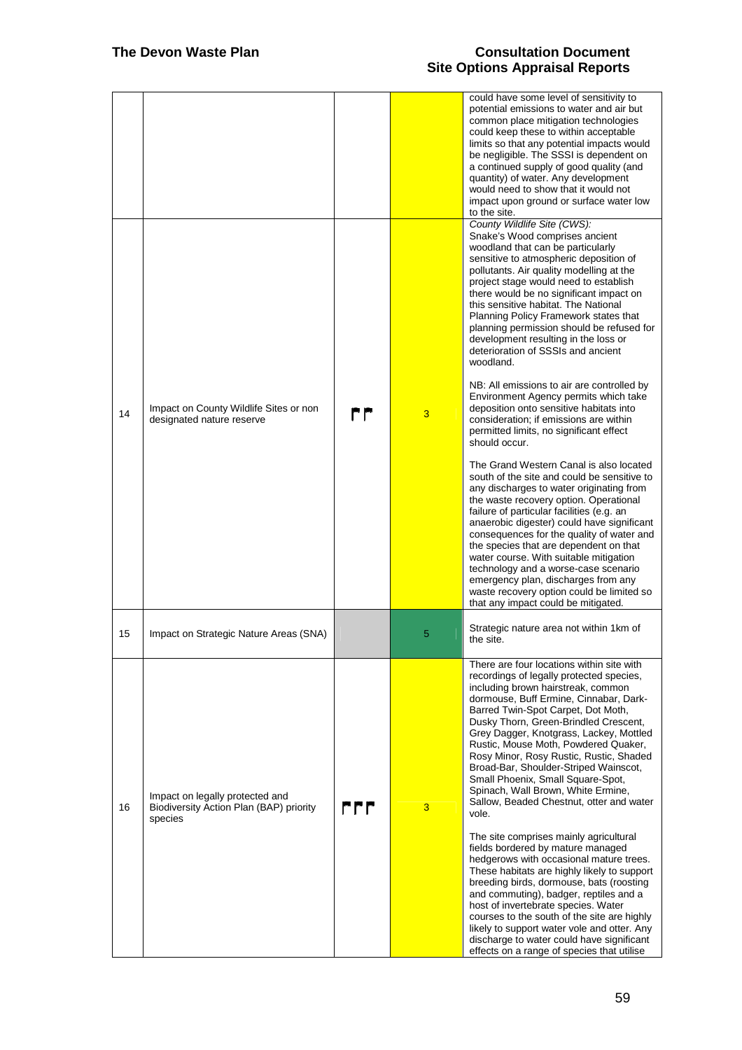| | | | | |
|---|---|---|---|---|
| | | | | could have some level of sensitivity to potential emissions to water and air but common place mitigation technologies could keep these to within acceptable limits so that any potential impacts would be negligible. The SSSI is dependent on a continued supply of good quality (and quantity) of water. Any development would need to show that it would not impact upon ground or surface water low to the site. |
| 14 | Impact on County Wildlife Sites or non designated nature reserve | ▮▮ | 3 | *County Wildlife Site (CWS):* Snake's Wood comprises ancient woodland that can be particularly sensitive to atmospheric deposition of pollutants. Air quality modelling at the project stage would need to establish there would be no significant impact on this sensitive habitat. The National Planning Policy Framework states that planning permission should be refused for development resulting in the loss or deterioration of SSSIs and ancient woodland.<br><br>NB: All emissions to air are controlled by Environment Agency permits which take deposition onto sensitive habitats into consideration; if emissions are within permitted limits, no significant effect should occur.<br><br>The Grand Western Canal is also located south of the site and could be sensitive to any discharges to water originating from the waste recovery option. Operational failure of particular facilities (e.g. an anaerobic digester) could have significant consequences for the quality of water and the species that are dependent on that water course. With suitable mitigation technology and a worse-case scenario emergency plan, discharges from any waste recovery option could be limited so that any impact could be mitigated. |
| 15 | Impact on Strategic Nature Areas (SNA) | | 5 | Strategic nature area not within 1km of the site. |
| 16 | Impact on legally protected and Biodiversity Action Plan (BAP) priority species | ▮▮▮ | 3 | There are four locations within site with recordings of legally protected species, including brown hairstreak, common dormouse, Buff Ermine, Cinnabar, Dark-Barred Twin-Spot Carpet, Dot Moth, Dusky Thorn, Green-Brindled Crescent, Grey Dagger, Knotgrass, Lackey, Mottled Rustic, Mouse Moth, Powdered Quaker, Rosy Minor, Rosy Rustic, Rustic, Shaded Broad-Bar, Shoulder-Striped Wainscot, Small Phoenix, Small Square-Spot, Spinach, Wall Brown, White Ermine, Sallow, Beaded Chestnut, otter and water vole.<br><br>The site comprises mainly agricultural fields bordered by mature managed hedgerows with occasional mature trees. These habitats are highly likely to support breeding birds, dormouse, bats (roosting and commuting), badger, reptiles and a host of invertebrate species. Water courses to the south of the site are highly likely to support water vole and otter. Any discharge to water could have significant effects on a range of species that utilise |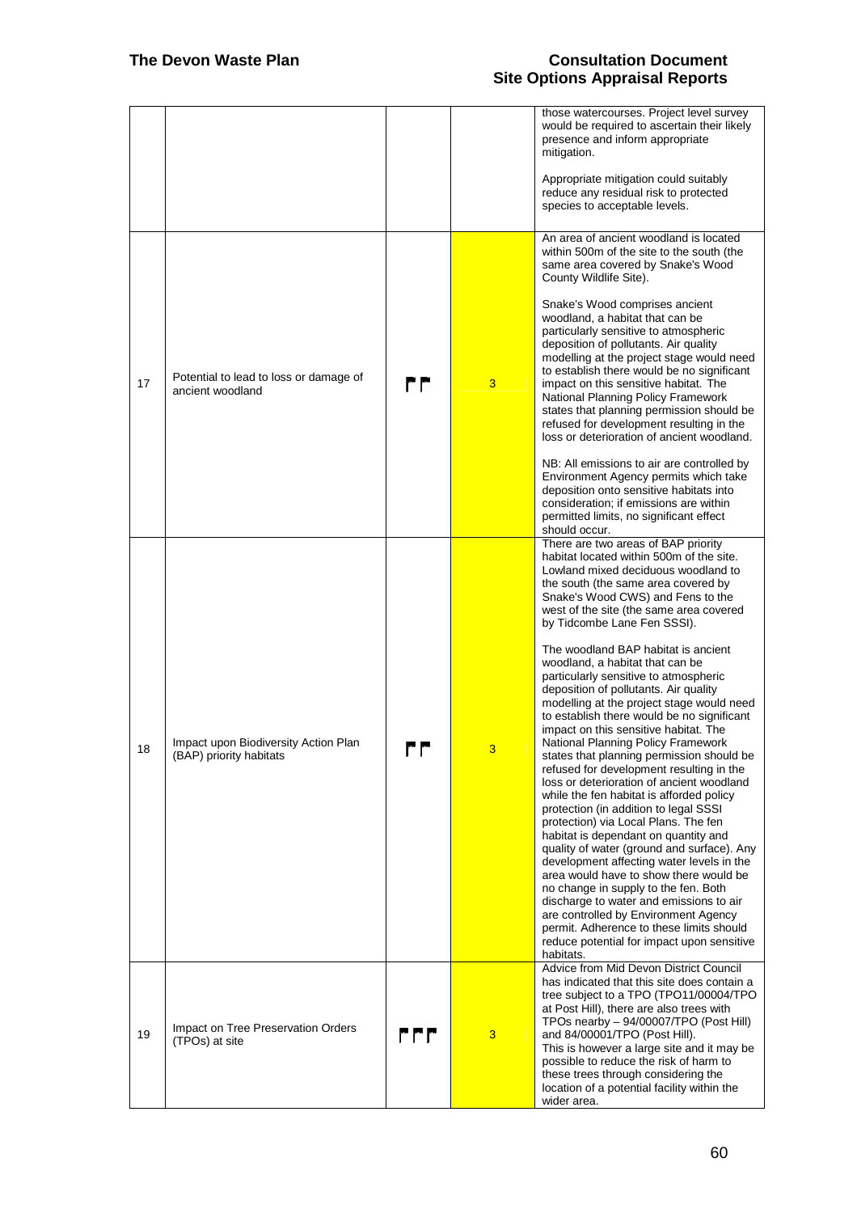| | | | | |
|---|---|---|---|---|
| | | | | those watercourses. Project level survey would be required to ascertain their likely presence and inform appropriate mitigation.<br><br>Appropriate mitigation could suitably reduce any residual risk to protected species to acceptable levels. |
| 17 | Potential to lead to loss or damage of ancient woodland | ꟳꟳ | 3 | An area of ancient woodland is located within 500m of the site to the south (the same area covered by Snake's Wood County Wildlife Site).<br><br>Snake's Wood comprises ancient woodland, a habitat that can be particularly sensitive to atmospheric deposition of pollutants. Air quality modelling at the project stage would need to establish there would be no significant impact on this sensitive habitat. The National Planning Policy Framework states that planning permission should be refused for development resulting in the loss or deterioration of ancient woodland.<br><br>NB: All emissions to air are controlled by Environment Agency permits which take deposition onto sensitive habitats into consideration; if emissions are within permitted limits, no significant effect should occur. |
| 18 | Impact upon Biodiversity Action Plan (BAP) priority habitats | ꟳꟳ | 3 | There are two areas of BAP priority habitat located within 500m of the site. Lowland mixed deciduous woodland to the south (the same area covered by Snake's Wood CWS) and Fens to the west of the site (the same area covered by Tidcombe Lane Fen SSSI).<br><br>The woodland BAP habitat is ancient woodland, a habitat that can be particularly sensitive to atmospheric deposition of pollutants. Air quality modelling at the project stage would need to establish there would be no significant impact on this sensitive habitat. The National Planning Policy Framework states that planning permission should be refused for development resulting in the loss or deterioration of ancient woodland while the fen habitat is afforded policy protection (in addition to legal SSSI protection) via Local Plans. The fen habitat is dependant on quantity and quality of water (ground and surface). Any development affecting water levels in the area would have to show there would be no change in supply to the fen. Both discharge to water and emissions to air are controlled by Environment Agency permit. Adherence to these limits should reduce potential for impact upon sensitive habitats. |
| 19 | Impact on Tree Preservation Orders (TPOs) at site | ꟳꟳꟳ | 3 | Advice from Mid Devon District Council has indicated that this site does contain a tree subject to a TPO (TPO11/00004/TPO at Post Hill), there are also trees with TPOs nearby – 94/00007/TPO (Post Hill) and 84/00001/TPO (Post Hill).<br>This is however a large site and it may be possible to reduce the risk of harm to these trees through considering the location of a potential facility within the wider area. |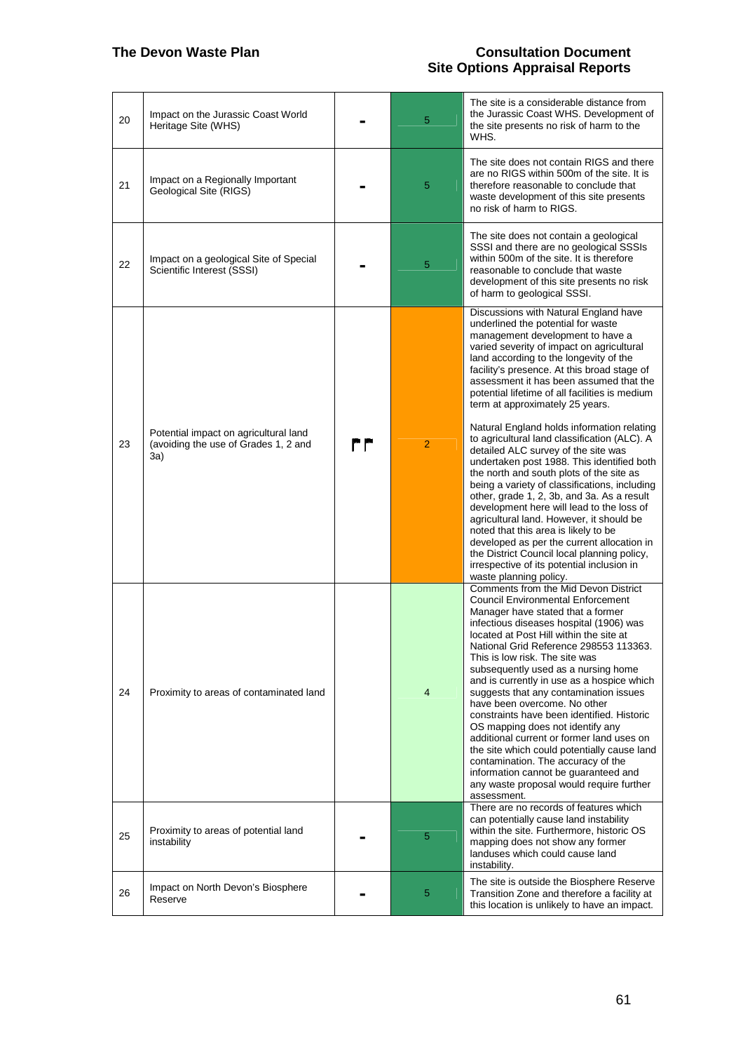| | | | | |
|---|---|---|---|---|
| 20 | Impact on the Jurassic Coast World Heritage Site (WHS) | - | 5 | The site is a considerable distance from the Jurassic Coast WHS. Development of the site presents no risk of harm to the WHS. |
| 21 | Impact on a Regionally Important Geological Site (RIGS) | - | 5 | The site does not contain RIGS and there are no RIGS within 500m of the site. It is therefore reasonable to conclude that waste development of this site presents no risk of harm to RIGS. |
| 22 | Impact on a geological Site of Special Scientific Interest (SSSI) | - | 5 | The site does not contain a geological SSSI and there are no geological SSSIs within 500m of the site. It is therefore reasonable to conclude that waste development of this site presents no risk of harm to geological SSSI. |
| 23 | Potential impact on agricultural land (avoiding the use of Grades 1, 2 and 3a) | ▛▛ | 2 | Discussions with Natural England have underlined the potential for waste management development to have a varied severity of impact on agricultural land according to the longevity of the facility's presence. At this broad stage of assessment it has been assumed that the potential lifetime of all facilities is medium term at approximately 25 years.<br><br>Natural England holds information relating to agricultural land classification (ALC). A detailed ALC survey of the site was undertaken post 1988. This identified both the north and south plots of the site as being a variety of classifications, including other, grade 1, 2, 3b, and 3a. As a result development here will lead to the loss of agricultural land. However, it should be noted that this area is likely to be developed as per the current allocation in the District Council local planning policy, irrespective of its potential inclusion in waste planning policy. |
| 24 | Proximity to areas of contaminated land | | 4 | Comments from the Mid Devon District Council Environmental Enforcement Manager have stated that a former infectious diseases hospital (1906) was located at Post Hill within the site at National Grid Reference 298553 113363. This is low risk. The site was subsequently used as a nursing home and is currently in use as a hospice which suggests that any contamination issues have been overcome. No other constraints have been identified. Historic OS mapping does not identify any additional current or former land uses on the site which could potentially cause land contamination. The accuracy of the information cannot be guaranteed and any waste proposal would require further assessment. |
| 25 | Proximity to areas of potential land instability | - | 5 | There are no records of features which can potentially cause land instability within the site. Furthermore, historic OS mapping does not show any former landuses which could cause land instability. |
| 26 | Impact on North Devon's Biosphere Reserve | - | 5 | The site is outside the Biosphere Reserve Transition Zone and therefore a facility at this location is unlikely to have an impact. |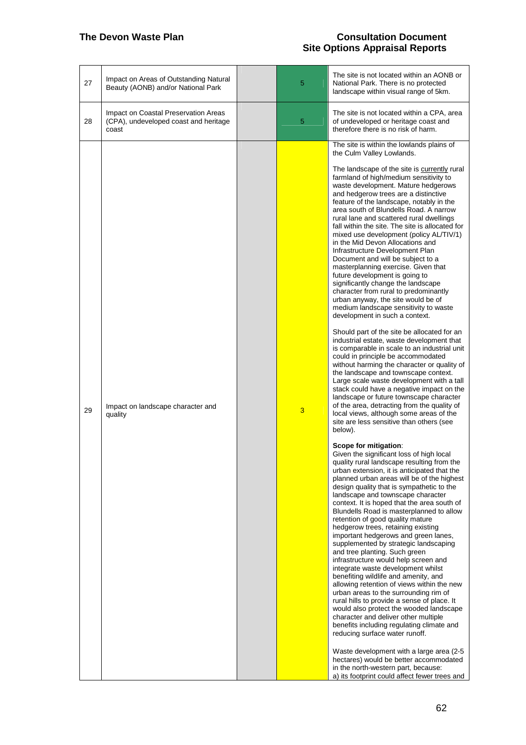| 27 | Impact on Areas of Outstanding Natural Beauty (AONB) and/or National Park | | 5 | The site is not located within an AONB or National Park. There is no protected landscape within visual range of 5km. |
|---|---|---|---|---|
| 28 | Impact on Coastal Preservation Areas (CPA), undeveloped coast and heritage coast | | 5 | The site is not located within a CPA, area of undeveloped or heritage coast and therefore there is no risk of harm. |
| 29 | Impact on landscape character and quality | | 3 | The site is within the lowlands plains of the Culm Valley Lowlands.<br><br>The landscape of the site is currently rural farmland of high/medium sensitivity to waste development. Mature hedgerows and hedgerow trees are a distinctive feature of the landscape, notably in the area south of Blundells Road. A narrow rural lane and scattered rural dwellings fall within the site. The site is allocated for mixed use development (policy AL/TIV/1) in the Mid Devon Allocations and Infrastructure Development Plan Document and will be subject to a masterplanning exercise. Given that future development is going to significantly change the landscape character from rural to predominantly urban anyway, the site would be of medium landscape sensitivity to waste development in such a context.<br><br>Should part of the site be allocated for an industrial estate, waste development that is comparable in scale to an industrial unit could in principle be accommodated without harming the character or quality of the landscape and townscape context. Large scale waste development with a tall stack could have a negative impact on the landscape or future townscape character of the area, detracting from the quality of local views, although some areas of the site are less sensitive than others (see below).<br><br>**Scope for mitigation**:<br>Given the significant loss of high local quality rural landscape resulting from the urban extension, it is anticipated that the planned urban areas will be of the highest design quality that is sympathetic to the landscape and townscape character context. It is hoped that the area south of Blundells Road is masterplanned to allow retention of good quality mature hedgerow trees, retaining existing important hedgerows and green lanes, supplemented by strategic landscaping and tree planting. Such green infrastructure would help screen and integrate waste development whilst benefiting wildlife and amenity, and allowing retention of views within the new urban areas to the surrounding rim of rural hills to provide a sense of place. It would also protect the wooded landscape character and deliver other multiple benefits including regulating climate and reducing surface water runoff.<br><br>Waste development with a large area (2-5 hectares) would be better accommodated in the north-western part, because:<br>a) its footprint could affect fewer trees and |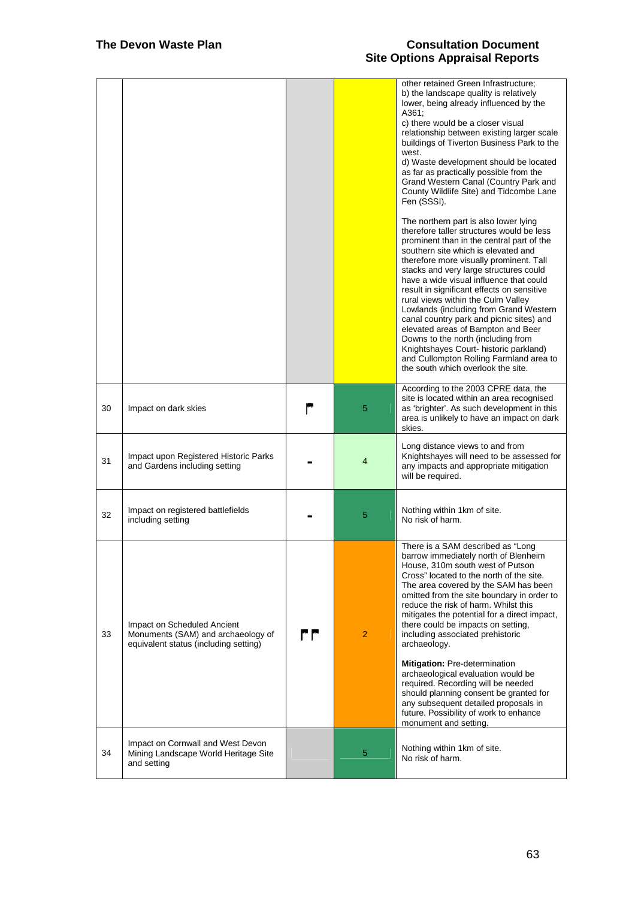| | | | | |
|---|---|---|---|---|
| | | | | other retained Green Infrastructure;<br>b) the landscape quality is relatively lower, being already influenced by the A361;<br>c) there would be a closer visual relationship between existing larger scale buildings of Tiverton Business Park to the west.<br>d) Waste development should be located as far as practically possible from the Grand Western Canal (Country Park and County Wildlife Site) and Tidcombe Lane Fen (SSSI).<br><br>The northern part is also lower lying therefore taller structures would be less prominent than in the central part of the southern site which is elevated and therefore more visually prominent. Tall stacks and very large structures could have a wide visual influence that could result in significant effects on sensitive rural views within the Culm Valley Lowlands (including from Grand Western canal country park and picnic sites) and elevated areas of Bampton and Beer Downs to the north (including from Knightshayes Court- historic parkland) and Cullompton Rolling Farmland area to the south which overlook the site. |
| 30 | Impact on dark skies | ⚑ | 5 | According to the 2003 CPRE data, the site is located within an area recognised as 'brighter'. As such development in this area is unlikely to have an impact on dark skies. |
| 31 | Impact upon Registered Historic Parks and Gardens including setting | - | 4 | Long distance views to and from Knightshayes will need to be assessed for any impacts and appropriate mitigation will be required. |
| 32 | Impact on registered battlefields including setting | - | 5 | Nothing within 1km of site.<br>No risk of harm. |
| 33 | Impact on Scheduled Ancient Monuments (SAM) and archaeology of equivalent status (including setting) | ⚑⚑ | 2 | There is a SAM described as "Long barrow immediately north of Blenheim House, 310m south west of Putson Cross" located to the north of the site. The area covered by the SAM has been omitted from the site boundary in order to reduce the risk of harm. Whilst this mitigates the potential for a direct impact, there could be impacts on setting, including associated prehistoric archaeology.<br><br>**Mitigation:** Pre-determination archaeological evaluation would be required. Recording will be needed should planning consent be granted for any subsequent detailed proposals in future. Possibility of work to enhance monument and setting. |
| 34 | Impact on Cornwall and West Devon Mining Landscape World Heritage Site and setting | | 5 | Nothing within 1km of site.<br>No risk of harm. |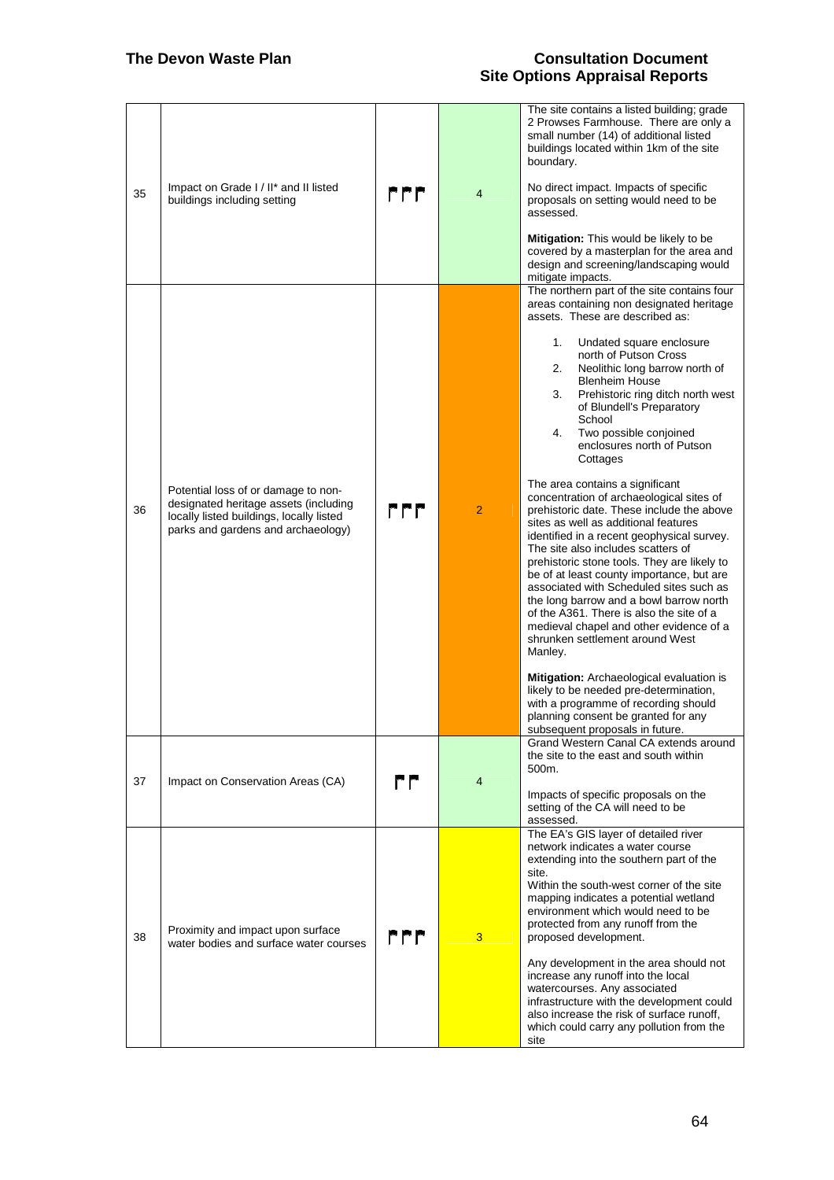| | | | | |
|---|---|---|---|---|
| 35 | Impact on Grade I / II* and II listed buildings including setting | 🏴🏴🏴 | 4 | The site contains a listed building; grade 2 Prowses Farmhouse. There are only a small number (14) of additional listed buildings located within 1km of the site boundary.<br><br>No direct impact. Impacts of specific proposals on setting would need to be assessed.<br><br>**Mitigation:** This would be likely to be covered by a masterplan for the area and design and screening/landscaping would mitigate impacts. |
| 36 | Potential loss of or damage to non-designated heritage assets (including locally listed buildings, locally listed parks and gardens and archaeology) | 🏴🏴🏴 | 2 | The northern part of the site contains four areas containing non designated heritage assets. These are described as:<br><br>1. Undated square enclosure north of Putson Cross<br>2. Neolithic long barrow north of Blenheim House<br>3. Prehistoric ring ditch north west of Blundell's Preparatory School<br>4. Two possible conjoined enclosures north of Putson Cottages<br><br>The area contains a significant concentration of archaeological sites of prehistoric date. These include the above sites as well as additional features identified in a recent geophysical survey. The site also includes scatters of prehistoric stone tools. They are likely to be of at least county importance, but are associated with Scheduled sites such as the long barrow and a bowl barrow north of the A361. There is also the site of a medieval chapel and other evidence of a shrunken settlement around West Manley.<br><br>**Mitigation:** Archaeological evaluation is likely to be needed pre-determination, with a programme of recording should planning consent be granted for any subsequent proposals in future. |
| 37 | Impact on Conservation Areas (CA) | 🏴🏴 | 4 | Grand Western Canal CA extends around the site to the east and south within 500m.<br><br>Impacts of specific proposals on the setting of the CA will need to be assessed. |
| 38 | Proximity and impact upon surface water bodies and surface water courses | 🏴🏴🏴 | 3 | The EA's GIS layer of detailed river network indicates a water course extending into the southern part of the site.<br>Within the south-west corner of the site mapping indicates a potential wetland environment which would need to be protected from any runoff from the proposed development.<br><br>Any development in the area should not increase any runoff into the local watercourses. Any associated infrastructure with the development could also increase the risk of surface runoff, which could carry any pollution from the site |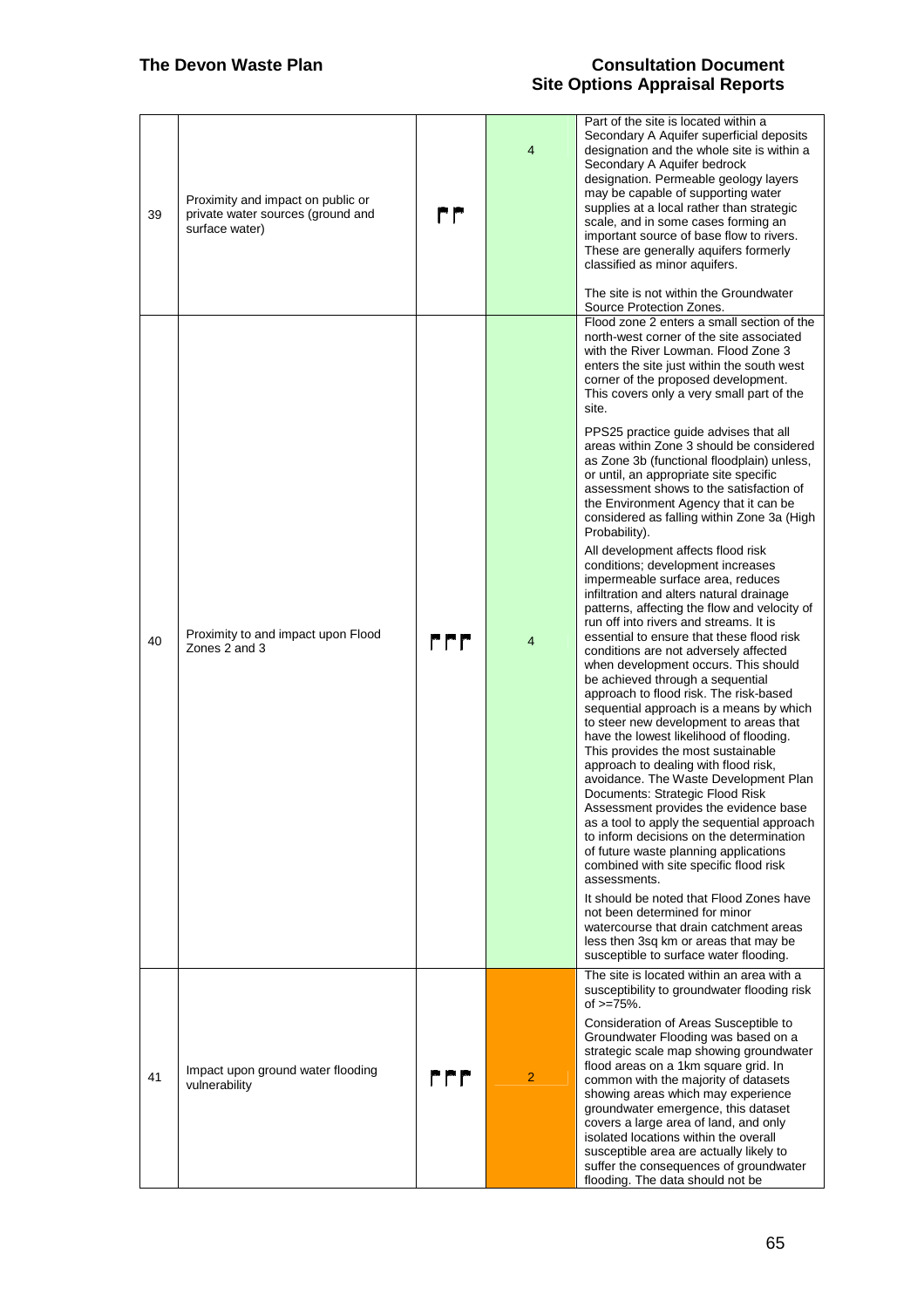| 39 | Proximity and impact on public or private water sources (ground and surface water) | 🏴🏴 | 4 | Part of the site is located within a Secondary A Aquifer superficial deposits designation and the whole site is within a Secondary A Aquifer bedrock designation. Permeable geology layers may be capable of supporting water supplies at a local rather than strategic scale, and in some cases forming an important source of base flow to rivers. These are generally aquifers formerly classified as minor aquifers.<br><br>The site is not within the Groundwater Source Protection Zones. |
|---|---|---|---|---|
| 40 | Proximity to and impact upon Flood Zones 2 and 3 | 🏴🏴🏴 | 4 | Flood zone 2 enters a small section of the north-west corner of the site associated with the River Lowman. Flood Zone 3 enters the site just within the south west corner of the proposed development. This covers only a very small part of the site.<br><br>PPS25 practice guide advises that all areas within Zone 3 should be considered as Zone 3b (functional floodplain) unless, or until, an appropriate site specific assessment shows to the satisfaction of the Environment Agency that it can be considered as falling within Zone 3a (High Probability).<br><br>All development affects flood risk conditions; development increases impermeable surface area, reduces infiltration and alters natural drainage patterns, affecting the flow and velocity of run off into rivers and streams. It is essential to ensure that these flood risk conditions are not adversely affected when development occurs. This should be achieved through a sequential approach to flood risk. The risk-based sequential approach is a means by which to steer new development to areas that have the lowest likelihood of flooding. This provides the most sustainable approach to dealing with flood risk, avoidance. The Waste Development Plan Documents: Strategic Flood Risk Assessment provides the evidence base as a tool to apply the sequential approach to inform decisions on the determination of future waste planning applications combined with site specific flood risk assessments.<br><br>It should be noted that Flood Zones have not been determined for minor watercourse that drain catchment areas less then 3sq km or areas that may be susceptible to surface water flooding. |
| 41 | Impact upon ground water flooding vulnerability | 🏴🏴🏴 | 2 | The site is located within an area with a susceptibility to groundwater flooding risk of >=75%.<br><br>Consideration of Areas Susceptible to Groundwater Flooding was based on a strategic scale map showing groundwater flood areas on a 1km square grid. In common with the majority of datasets showing areas which may experience groundwater emergence, this dataset covers a large area of land, and only isolated locations within the overall susceptible area are actually likely to suffer the consequences of groundwater flooding. The data should not be |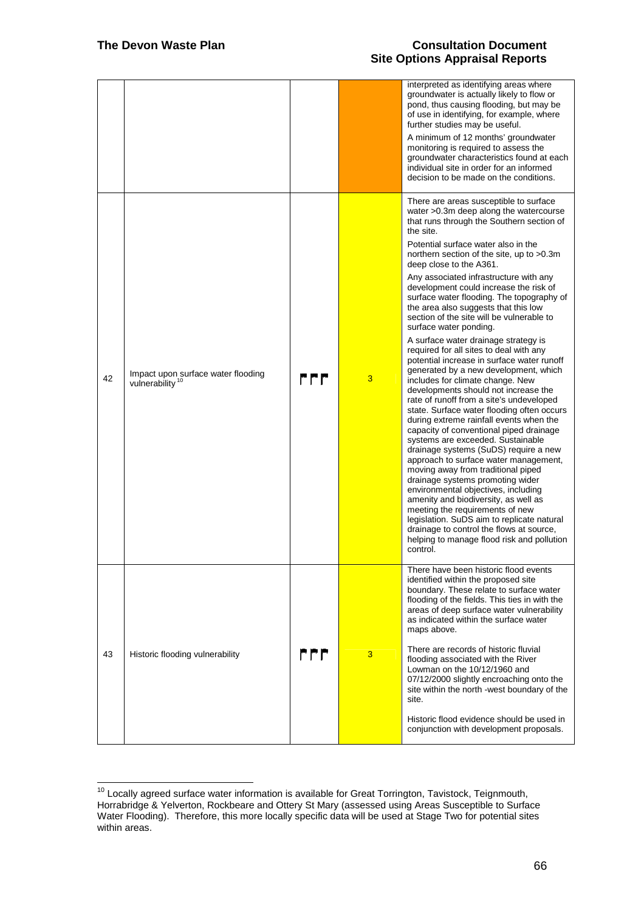|  |  |  |  | interpreted as identifying areas where groundwater is actually likely to flow or pond, thus causing flooding, but may be of use in identifying, for example, where further studies may be useful.<br><br>A minimum of 12 months' groundwater monitoring is required to assess the groundwater characteristics found at each individual site in order for an informed decision to be made on the conditions. |
|---|---|---|---|---|
| 42 | Impact upon surface water flooding vulnerability[10] | ⚑⚑⚑ | 3 | There are areas susceptible to surface water >0.3m deep along the watercourse that runs through the Southern section of the site.<br><br>Potential surface water also in the northern section of the site, up to >0.3m deep close to the A361.<br><br>Any associated infrastructure with any development could increase the risk of surface water flooding. The topography of the area also suggests that this low section of the site will be vulnerable to surface water ponding.<br><br>A surface water drainage strategy is required for all sites to deal with any potential increase in surface water runoff generated by a new development, which includes for climate change. New developments should not increase the rate of runoff from a site's undeveloped state. Surface water flooding often occurs during extreme rainfall events when the capacity of conventional piped drainage systems are exceeded. Sustainable drainage systems (SuDS) require a new approach to surface water management, moving away from traditional piped drainage systems promoting wider environmental objectives, including amenity and biodiversity, as well as meeting the requirements of new legislation. SuDS aim to replicate natural drainage to control the flows at source, helping to manage flood risk and pollution control. |
| 43 | Historic flooding vulnerability | ⚑⚑⚑ | 3 | There have been historic flood events identified within the proposed site boundary. These relate to surface water flooding of the fields. This ties in with the areas of deep surface water vulnerability as indicated within the surface water maps above.<br><br>There are records of historic fluvial flooding associated with the River Lowman on the 10/12/1960 and 07/12/2000 slightly encroaching onto the site within the north -west boundary of the site.<br><br>Historic flood evidence should be used in conjunction with development proposals. |

[10] Locally agreed surface water information is available for Great Torrington, Tavistock, Teignmouth, Horrabridge & Yelverton, Rockbeare and Ottery St Mary (assessed using Areas Susceptible to Surface Water Flooding). Therefore, this more locally specific data will be used at Stage Two for potential sites within areas.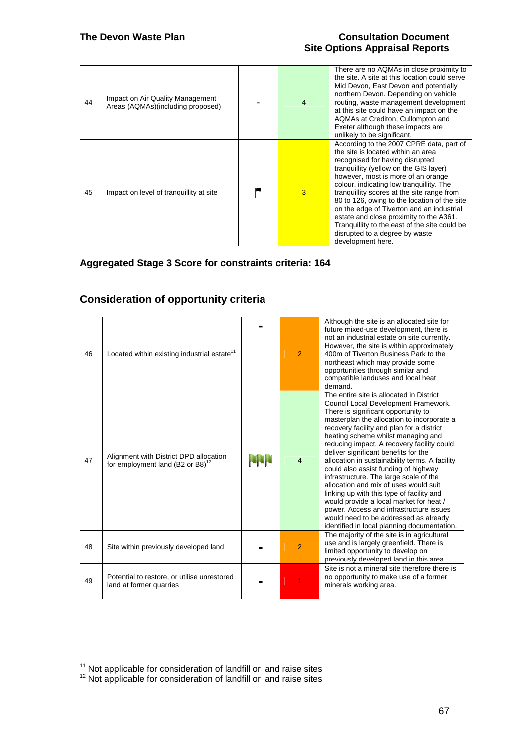| 44 | Impact on Air Quality Management Areas (AQMAs)(including proposed) | - | 4 | There are no AQMAs in close proximity to the site. A site at this location could serve Mid Devon, East Devon and potentially northern Devon. Depending on vehicle routing, waste management development at this site could have an impact on the AQMAs at Crediton, Cullompton and Exeter although these impacts are unlikely to be significant. |
|---|---|---|---|---|
| 45 | Impact on level of tranquillity at site | ⚑ | 3 | According to the 2007 CPRE data, part of the site is located within an area recognised for having disrupted tranquillity (yellow on the GIS layer) however, most is more of an orange colour, indicating low tranquillity. The tranquillity scores at the site range from 80 to 126, owing to the location of the site on the edge of Tiverton and an industrial estate and close proximity to the A361. Tranquillity to the east of the site could be disrupted to a degree by waste development here. |

**Aggregated Stage 3 Score for constraints criteria: 164**

## Consideration of opportunity criteria

| 46 | Located within existing industrial estate[11] | - | 2 | Although the site is an allocated site for future mixed-use development, there is not an industrial estate on site currently. However, the site is within approximately 400m of Tiverton Business Park to the northeast which may provide some opportunities through similar and compatible landuses and local heat demand. |
|---|---|---|---|---|
| 47 | Alignment with District DPD allocation for employment land (B2 or B8)[12] | ⚑⚑⚑ | 4 | The entire site is allocated in District Council Local Development Framework. There is significant opportunity to masterplan the allocation to incorporate a recovery facility and plan for a district heating scheme whilst managing and reducing impact. A recovery facility could deliver significant benefits for the allocation in sustainability terms. A facility could also assist funding of highway infrastructure. The large scale of the allocation and mix of uses would suit linking up with this type of facility and would provide a local market for heat / power. Access and infrastructure issues would need to be addressed as already identified in local planning documentation. |
| 48 | Site within previously developed land | - | 2 | The majority of the site is in agricultural use and is largely greenfield. There is limited opportunity to develop on previously developed land in this area. |
| 49 | Potential to restore, or utilise unrestored land at former quarries | - | 1 | Site is not a mineral site therefore there is no opportunity to make use of a former minerals working area. |

[11] Not applicable for consideration of landfill or land raise sites

[12] Not applicable for consideration of landfill or land raise sites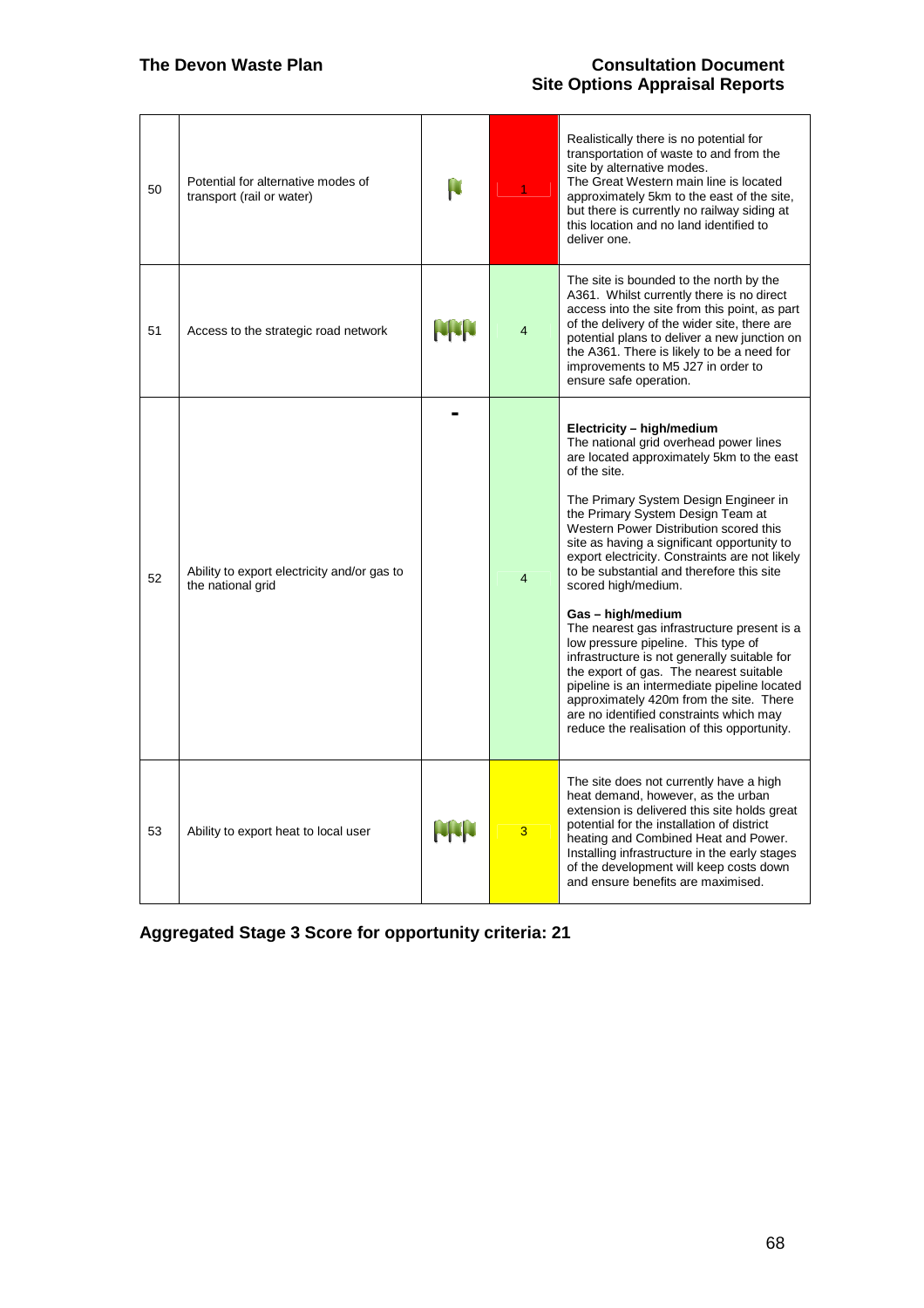| | | | | |
|---|---|---|---|---|
| 50 | Potential for alternative modes of transport (rail or water) | | 1 | Realistically there is no potential for transportation of waste to and from the site by alternative modes.<br>The Great Western main line is located approximately 5km to the east of the site, but there is currently no railway siding at this location and no land identified to deliver one. |
| 51 | Access to the strategic road network | | 4 | The site is bounded to the north by the A361. Whilst currently there is no direct access into the site from this point, as part of the delivery of the wider site, there are potential plans to deliver a new junction on the A361. There is likely to be a need for improvements to M5 J27 in order to ensure safe operation. |
| 52 | Ability to export electricity and/or gas to the national grid | - | 4 | **Electricity – high/medium**<br>The national grid overhead power lines are located approximately 5km to the east of the site.<br><br>The Primary System Design Engineer in the Primary System Design Team at Western Power Distribution scored this site as having a significant opportunity to export electricity. Constraints are not likely to be substantial and therefore this site scored high/medium.<br><br>**Gas – high/medium**<br>The nearest gas infrastructure present is a low pressure pipeline. This type of infrastructure is not generally suitable for the export of gas. The nearest suitable pipeline is an intermediate pipeline located approximately 420m from the site. There are no identified constraints which may reduce the realisation of this opportunity. |
| 53 | Ability to export heat to local user | | 3 | The site does not currently have a high heat demand, however, as the urban extension is delivered this site holds great potential for the installation of district heating and Combined Heat and Power. Installing infrastructure in the early stages of the development will keep costs down and ensure benefits are maximised. |

**Aggregated Stage 3 Score for opportunity criteria: 21**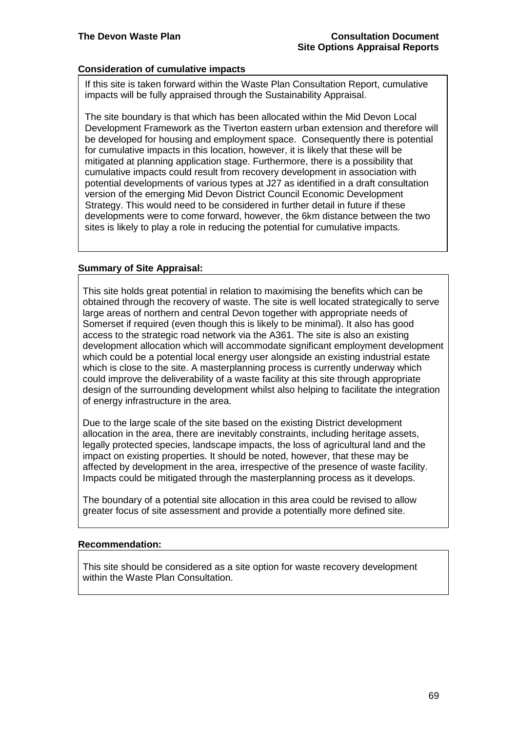**Consideration of cumulative impacts**

If this site is taken forward within the Waste Plan Consultation Report, cumulative impacts will be fully appraised through the Sustainability Appraisal.

The site boundary is that which has been allocated within the Mid Devon Local Development Framework as the Tiverton eastern urban extension and therefore will be developed for housing and employment space. Consequently there is potential for cumulative impacts in this location, however, it is likely that these will be mitigated at planning application stage. Furthermore, there is a possibility that cumulative impacts could result from recovery development in association with potential developments of various types at J27 as identified in a draft consultation version of the emerging Mid Devon District Council Economic Development Strategy. This would need to be considered in further detail in future if these developments were to come forward, however, the 6km distance between the two sites is likely to play a role in reducing the potential for cumulative impacts.

**Summary of Site Appraisal:**

This site holds great potential in relation to maximising the benefits which can be obtained through the recovery of waste. The site is well located strategically to serve large areas of northern and central Devon together with appropriate needs of Somerset if required (even though this is likely to be minimal). It also has good access to the strategic road network via the A361. The site is also an existing development allocation which will accommodate significant employment development which could be a potential local energy user alongside an existing industrial estate which is close to the site. A masterplanning process is currently underway which could improve the deliverability of a waste facility at this site through appropriate design of the surrounding development whilst also helping to facilitate the integration of energy infrastructure in the area.

Due to the large scale of the site based on the existing District development allocation in the area, there are inevitably constraints, including heritage assets, legally protected species, landscape impacts, the loss of agricultural land and the impact on existing properties. It should be noted, however, that these may be affected by development in the area, irrespective of the presence of waste facility. Impacts could be mitigated through the masterplanning process as it develops.

The boundary of a potential site allocation in this area could be revised to allow greater focus of site assessment and provide a potentially more defined site.

**Recommendation:**

This site should be considered as a site option for waste recovery development within the Waste Plan Consultation.